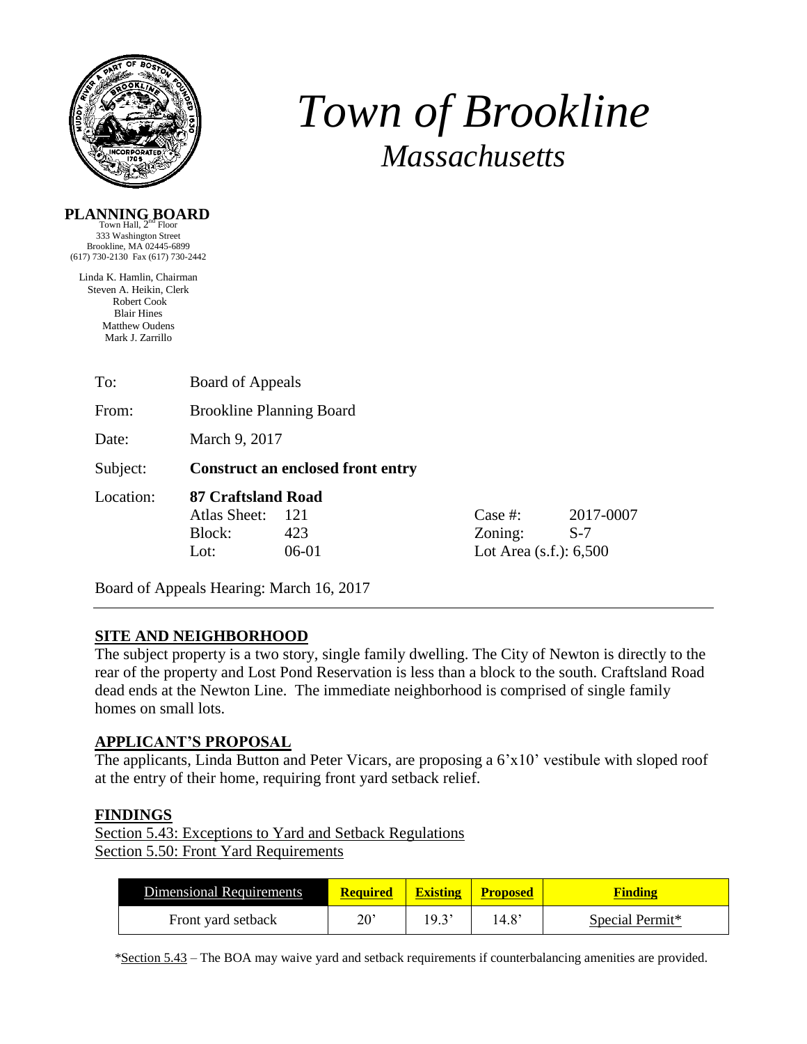# *Town of Brookline*
## *Massachusetts*

**PLANNING BOARD**
Town Hall, 2nd Floor
333 Washington Street
Brookline, MA 02445-6899
(617) 730-2130 Fax (617) 730-2442

Linda K. Hamlin, Chairman
Steven A. Heikin, Clerk
Robert Cook
Blair Hines
Matthew Oudens
Mark J. Zarrillo

To: Board of Appeals

From: Brookline Planning Board

Date: March 9, 2017

Subject: **Construct an enclosed front entry**

Location: **87 Craftsland Road**

| | | | |
|---|---|---|---|
| Atlas Sheet: | 121 | Case #: | 2017-0007 |
| Block: | 423 | Zoning: | S-7 |
| Lot: | 06-01 | Lot Area (s.f.): | 6,500 |

Board of Appeals Hearing: March 16, 2017

---

## SITE AND NEIGHBORHOOD

The subject property is a two story, single family dwelling. The City of Newton is directly to the rear of the property and Lost Pond Reservation is less than a block to the south. Craftsland Road dead ends at the Newton Line. The immediate neighborhood is comprised of single family homes on small lots.

## APPLICANT'S PROPOSAL

The applicants, Linda Button and Peter Vicars, are proposing a 6'x10' vestibule with sloped roof at the entry of their home, requiring front yard setback relief.

## FINDINGS

Section 5.43: Exceptions to Yard and Setback Regulations
Section 5.50: Front Yard Requirements

| Dimensional Requirements | Required | Existing | Proposed | Finding |
|---|---|---|---|---|
| Front yard setback | 20' | 19.3' | 14.8' | Special Permit* |

*Section 5.43 – The BOA may waive yard and setback requirements if counterbalancing amenities are provided.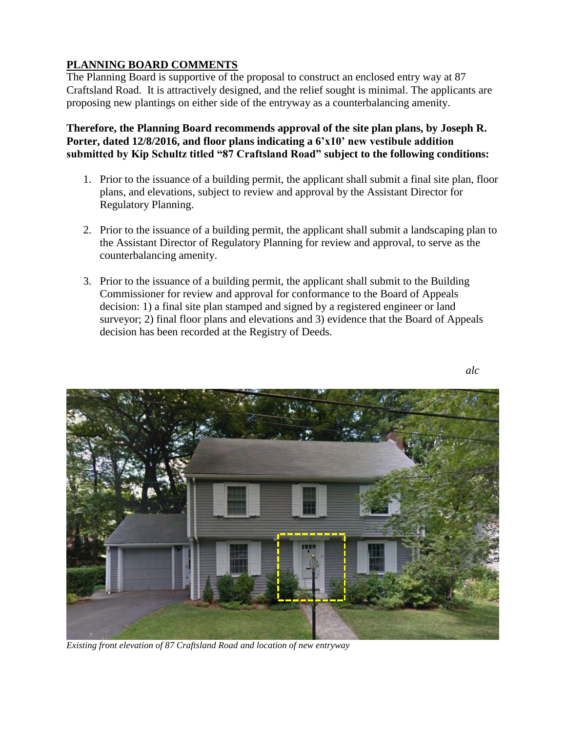## PLANNING BOARD COMMENTS

The Planning Board is supportive of the proposal to construct an enclosed entry way at 87 Craftsland Road. It is attractively designed, and the relief sought is minimal. The applicants are proposing new plantings on either side of the entryway as a counterbalancing amenity.

**Therefore, the Planning Board recommends approval of the site plan plans, by Joseph R. Porter, dated 12/8/2016, and floor plans indicating a 6'x10' new vestibule addition submitted by Kip Schultz titled "87 Craftsland Road" subject to the following conditions:**

1. Prior to the issuance of a building permit, the applicant shall submit a final site plan, floor plans, and elevations, subject to review and approval by the Assistant Director for Regulatory Planning.

2. Prior to the issuance of a building permit, the applicant shall submit a landscaping plan to the Assistant Director of Regulatory Planning for review and approval, to serve as the counterbalancing amenity.

3. Prior to the issuance of a building permit, the applicant shall submit to the Building Commissioner for review and approval for conformance to the Board of Appeals decision: 1) a final site plan stamped and signed by a registered engineer or land surveyor; 2) final floor plans and elevations and 3) evidence that the Board of Appeals decision has been recorded at the Registry of Deeds.

*alc*

*Existing front elevation of 87 Craftsland Road and location of new entryway*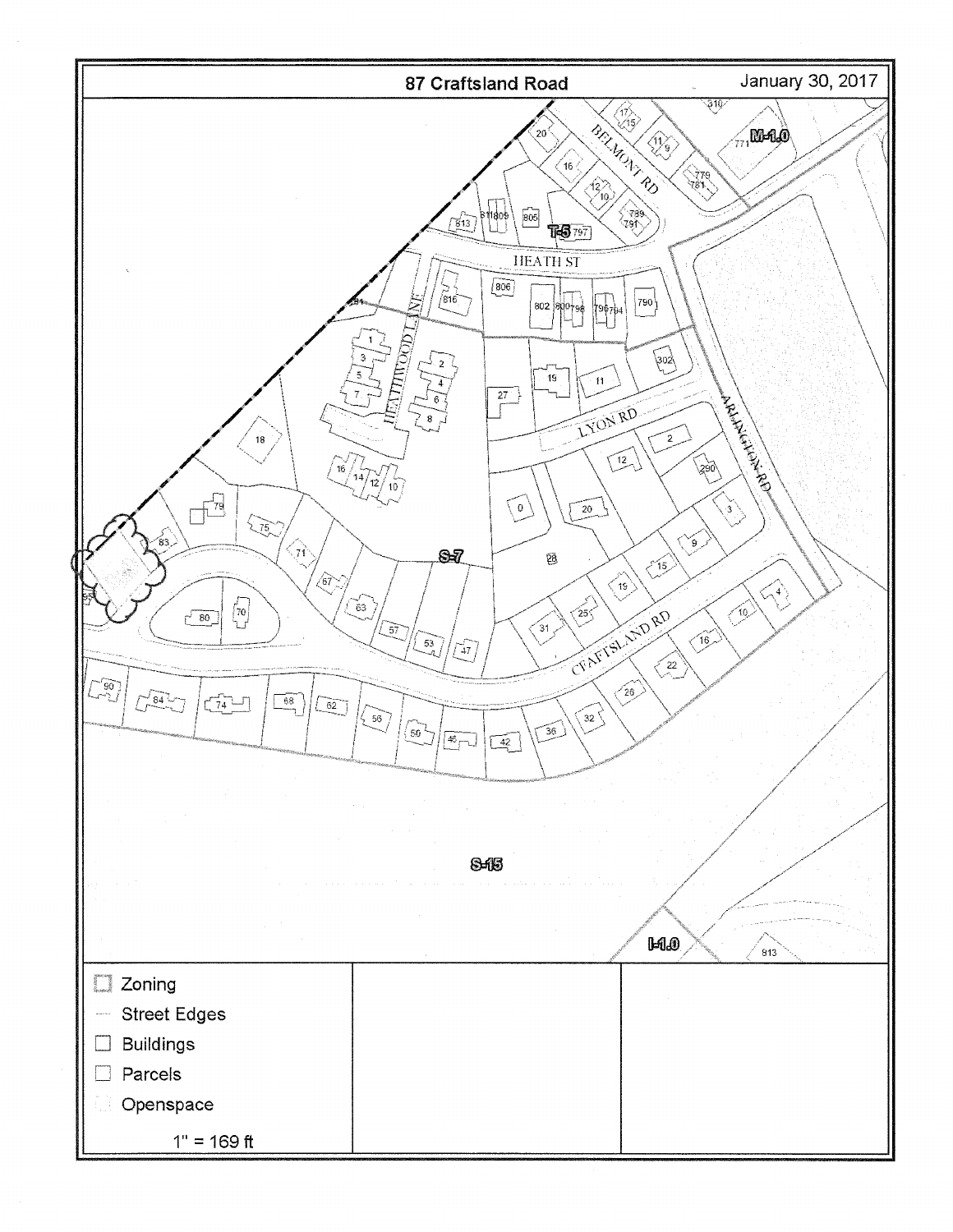# 87 Craftsland Road

January 30, 2017

BELMONT RD

HEATH ST

HEATHWOOD LANE

LYON RD

ARLINGTON RD

CRAFTSLAND RD

M-1.0

T-5

S-7

S-15

I-1.0

Zoning

Street Edges

Buildings

Parcels

Openspace

1" = 169 ft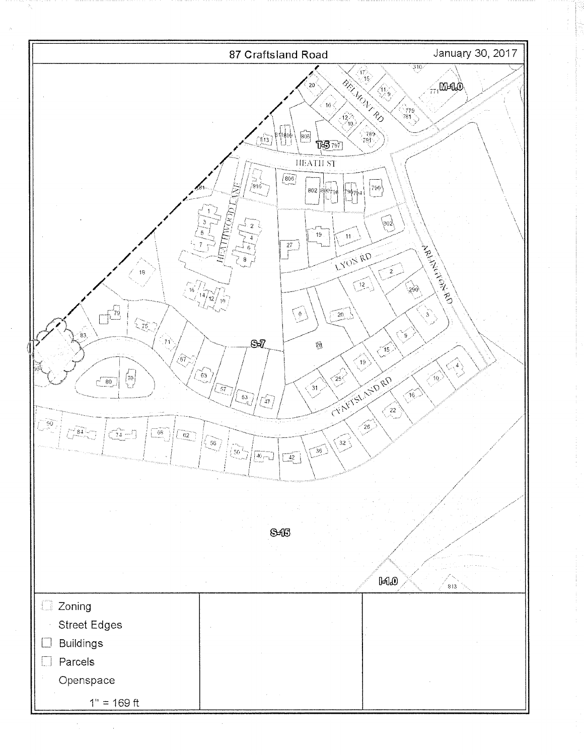87 Craftsland Road

January 30, 2017

M-1.0

T-5

HEATH ST

BELMONT RD

HEATHWOOD LANE

LYON RD

ARLINGTON RD

S-7

CRAFTSLAND RD

S-15

I-1.0

Zoning

Street Edges

Buildings

Parcels

Openspace

1" = 169 ft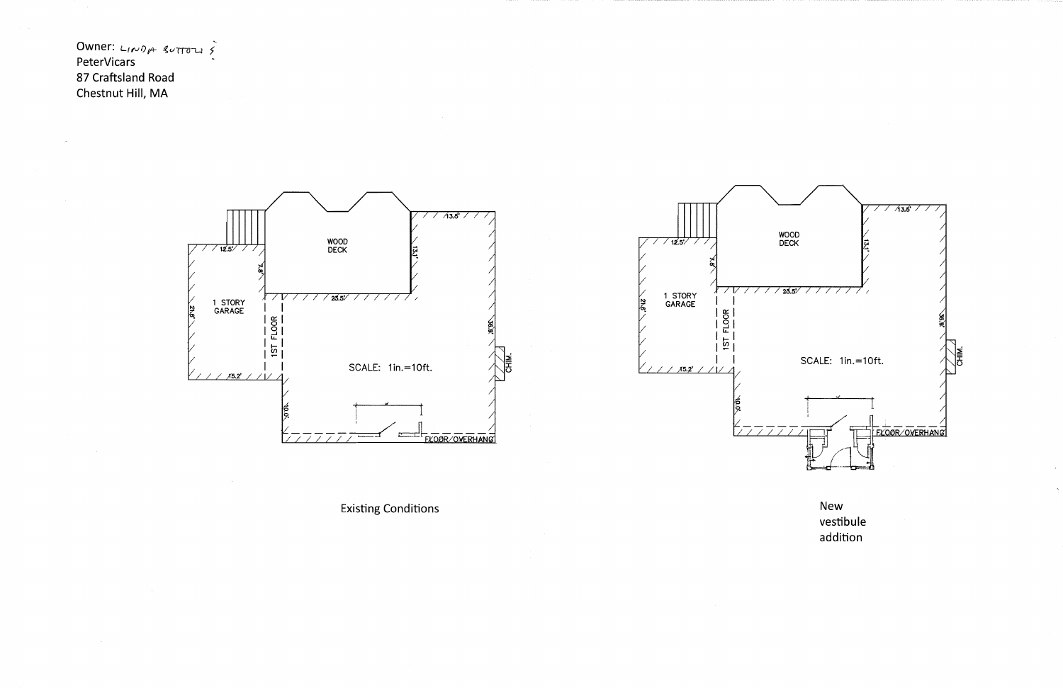Owner: LINDA BUTTON & PeterVicars
87 Craftsland Road
Chestnut Hill, MA

WOOD DECK

13.5'

13.1'

12.5'

7.8'

23.5'

1 STORY GARAGE

21.6'

1ST FLOOR

36.8'

CHIM.

15.2'

SCALE: 1in.=10ft.

10.0'

FLOOR/OVERHANG

Existing Conditions

WOOD DECK

13.5'

13.1'

12.5'

7.8'

23.5'

1 STORY GARAGE

21.6'

1ST FLOOR

36.8'

CHIM.

15.2'

SCALE: 1in.=10ft.

10.0'

FLOOR/OVERHANG

New vestibule addition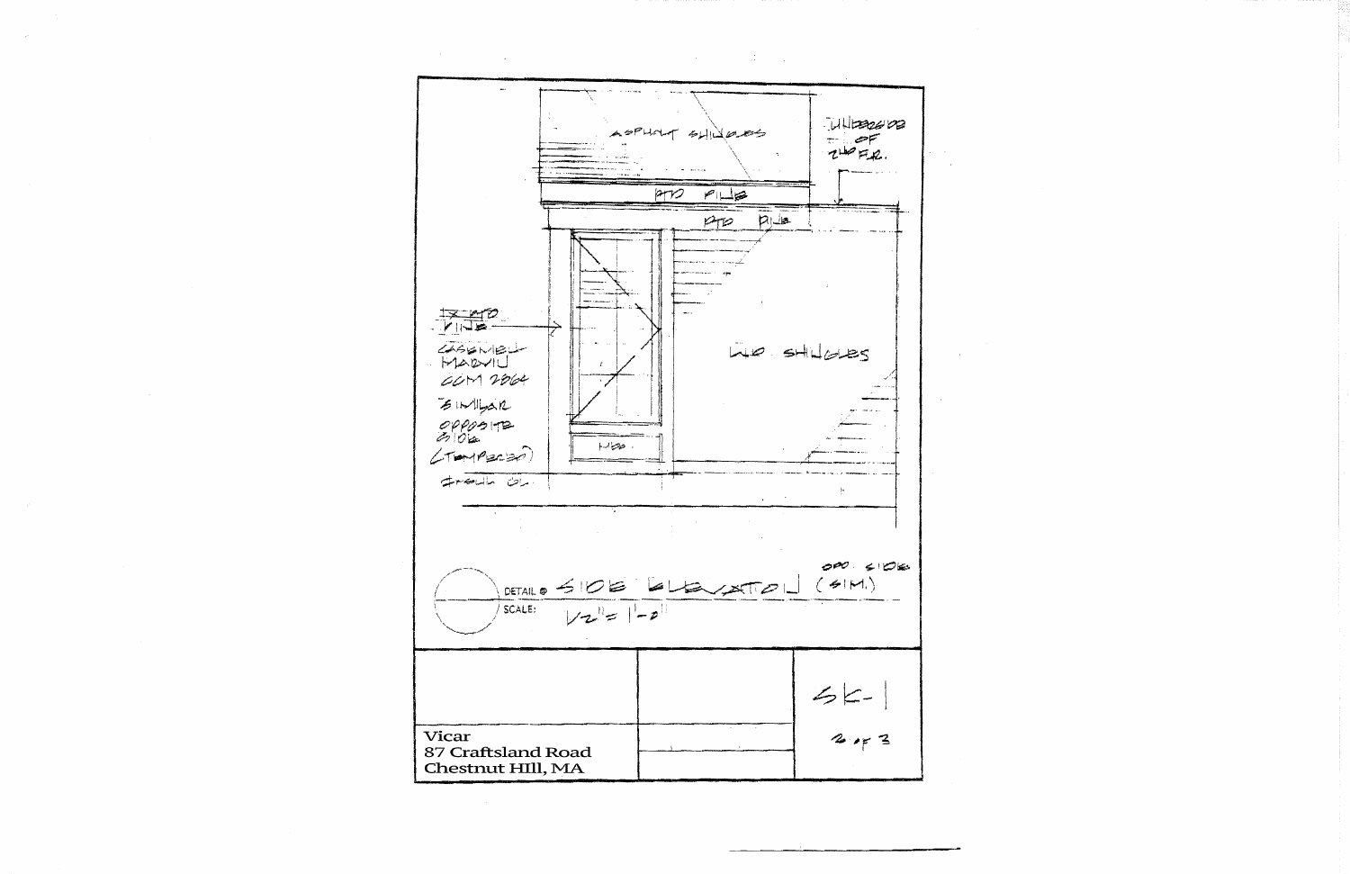ASPHALT SHINGLES

UNDERSIDE OF 2ND FLR.

PTD PINE

PTD PINE

1X PTD PINE

CASEMENT MARVIN CCM 2864 SIMILAR OPPOSITE SIDE (TEMPERED)

FRESH CL

WD SHINGLES

DETAIL @ SIDE ELEVATION (SIM.) OPP. SIDE

SCALE: 1/2" = 1'-0"

| | | |
|---|---|---|
| Vicar<br>87 Craftsland Road<br>Chestnut Hill, MA | | SK-1<br>2 of 3 |